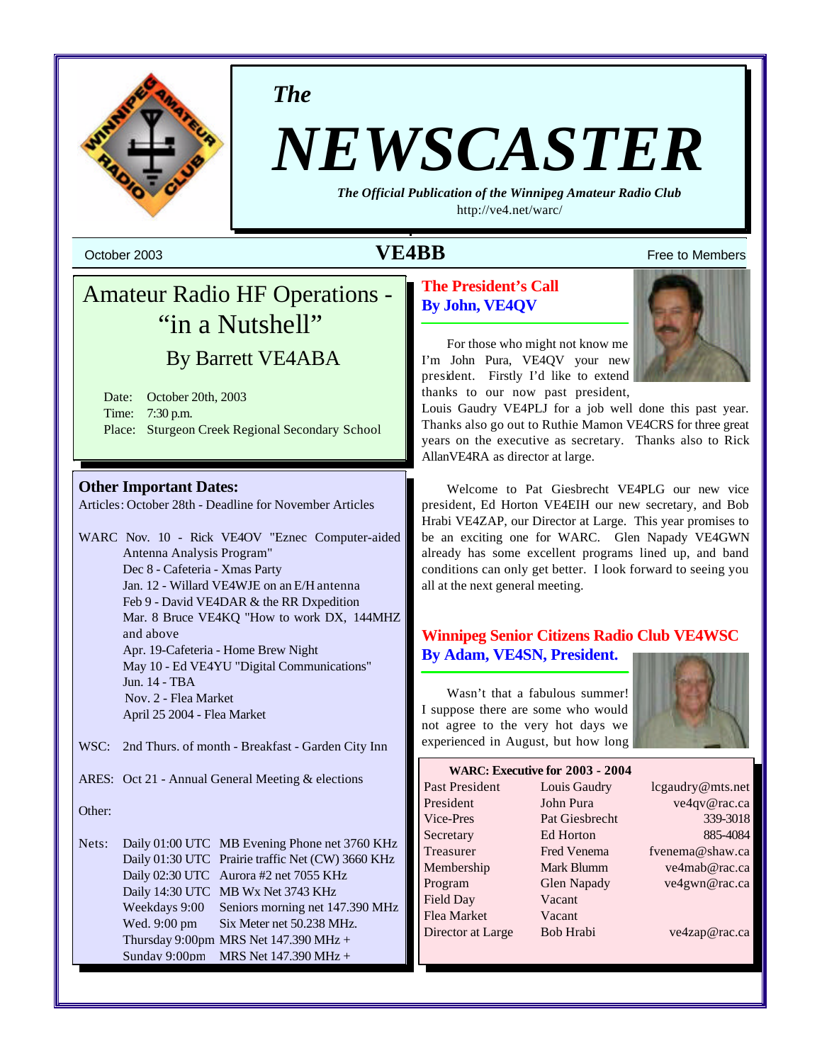*The*

# NEWSCASTER

***The Official Publication of the Winnipeg Amateur Radio Club***

http://ve4.net/warc/

October 2003 **VE4BB** Free to Members

## Amateur Radio HF Operations - "in a Nutshell"

### By Barrett VE4ABA

Date: October 20th, 2003
Time: 7:30 p.m.
Place: Sturgeon Creek Regional Secondary School

### Other Important Dates:

Articles: October 28th - Deadline for November Articles

WARC Nov. 10 - Rick VE4OV "Eznec Computer-aided Antenna Analysis Program"
Dec 8 - Cafeteria - Xmas Party
Jan. 12 - Willard VE4WJE on an E/H antenna
Feb 9 - David VE4DAR & the RR Dxpedition
Mar. 8 Bruce VE4KQ "How to work DX, 144MHZ and above
Apr. 19-Cafeteria - Home Brew Night
May 10 - Ed VE4YU "Digital Communications"
Jun. 14 - TBA
Nov. 2 - Flea Market
April 25 2004 - Flea Market

WSC: 2nd Thurs. of month - Breakfast - Garden City Inn

ARES: Oct 21 - Annual General Meeting & elections

Other:

Nets:

| | |
|---|---|
| Daily 01:00 UTC | MB Evening Phone net 3760 KHz |
| Daily 01:30 UTC | Prairie traffic Net (CW) 3660 KHz |
| Daily 02:30 UTC | Aurora #2 net 7055 KHz |
| Daily 14:30 UTC | MB Wx Net 3743 KHz |
| Weekdays 9:00 | Seniors morning net 147.390 MHz |
| Wed. 9:00 pm | Six Meter net 50.238 MHz. |
| Thursday 9:00pm | MRS Net 147.390 MHz + |
| Sunday 9:00pm | MRS Net 147.390 MHz + |

## The President's Call
## By John, VE4QV

For those who might not know me I'm John Pura, VE4QV your new president. Firstly I'd like to extend thanks to our now past president, Louis Gaudry VE4PLJ for a job well done this past year. Thanks also go out to Ruthie Mamon VE4CRS for three great years on the executive as secretary. Thanks also to Rick AllanVE4RA as director at large.

Welcome to Pat Giesbrecht VE4PLG our new vice president, Ed Horton VE4EIH our new secretary, and Bob Hrabi VE4ZAP, our Director at Large. This year promises to be an exciting one for WARC. Glen Napady VE4GWN already has some excellent programs lined up, and band conditions can only get better. I look forward to seeing you all at the next general meeting.

## Winnipeg Senior Citizens Radio Club VE4WSC
## By Adam, VE4SN, President.

Wasn't that a fabulous summer! I suppose there are some who would not agree to the very hot days we experienced in August, but how long

**WARC: Executive for 2003 - 2004**

| | | |
|---|---|---|
| Past President | Louis Gaudry | lcgaudry@mts.net |
| President | John Pura | ve4qv@rac.ca |
| Vice-Pres | Pat Giesbrecht | 339-3018 |
| Secretary | Ed Horton | 885-4084 |
| Treasurer | Fred Venema | fvenema@shaw.ca |
| Membership | Mark Blumm | ve4mab@rac.ca |
| Program | Glen Napady | ve4gwn@rac.ca |
| Field Day | Vacant | |
| Flea Market | Vacant | |
| Director at Large | Bob Hrabi | ve4zap@rac.ca |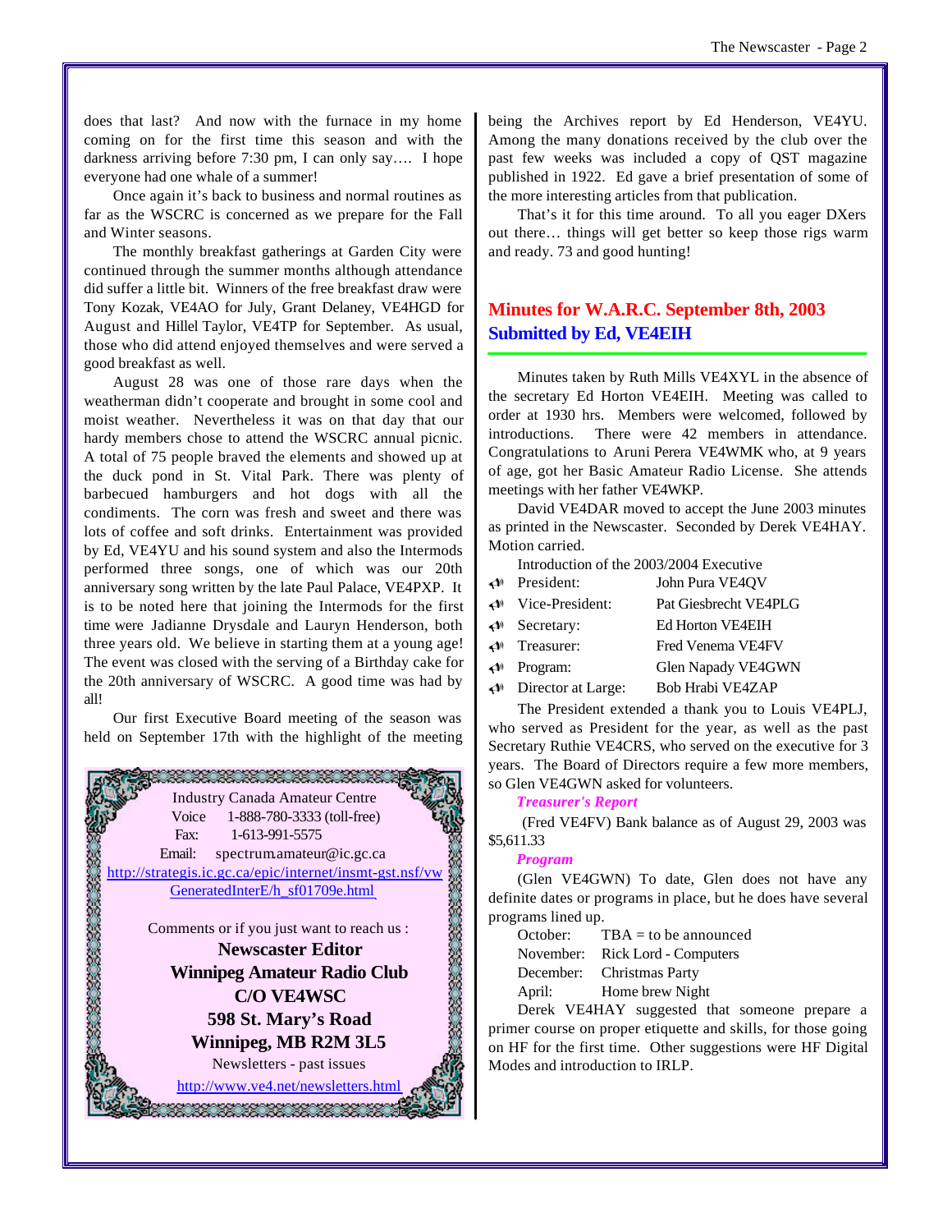does that last? And now with the furnace in my home coming on for the first time this season and with the darkness arriving before 7:30 pm, I can only say…. I hope everyone had one whale of a summer!

Once again it's back to business and normal routines as far as the WSCRC is concerned as we prepare for the Fall and Winter seasons.

The monthly breakfast gatherings at Garden City were continued through the summer months although attendance did suffer a little bit. Winners of the free breakfast draw were Tony Kozak, VE4AO for July, Grant Delaney, VE4HGD for August and Hillel Taylor, VE4TP for September. As usual, those who did attend enjoyed themselves and were served a good breakfast as well.

August 28 was one of those rare days when the weatherman didn't cooperate and brought in some cool and moist weather. Nevertheless it was on that day that our hardy members chose to attend the WSCRC annual picnic. A total of 75 people braved the elements and showed up at the duck pond in St. Vital Park. There was plenty of barbecued hamburgers and hot dogs with all the condiments. The corn was fresh and sweet and there was lots of coffee and soft drinks. Entertainment was provided by Ed, VE4YU and his sound system and also the Intermods performed three songs, one of which was our 20th anniversary song written by the late Paul Palace, VE4PXP. It is to be noted here that joining the Intermods for the first time were Jadianne Drysdale and Lauryn Henderson, both three years old. We believe in starting them at a young age! The event was closed with the serving of a Birthday cake for the 20th anniversary of WSCRC. A good time was had by all!

Our first Executive Board meeting of the season was held on September 17th with the highlight of the meeting being the Archives report by Ed Henderson, VE4YU. Among the many donations received by the club over the past few weeks was included a copy of QST magazine published in 1922. Ed gave a brief presentation of some of the more interesting articles from that publication.

That's it for this time around. To all you eager DXers out there… things will get better so keep those rigs warm and ready. 73 and good hunting!

Industry Canada Amateur Centre
Voice 1-888-780-3333 (toll-free)
Fax: 1-613-991-5575
Email: spectrum.amateur@ic.gc.ca
http://strategis.ic.gc.ca/epic/internet/insmt-gst.nsf/vwGeneratedInterE/h_sf01709e.html

Comments or if you just want to reach us :

**Newscaster Editor**
**Winnipeg Amateur Radio Club**
**C/O VE4WSC**
**598 St. Mary's Road**
**Winnipeg, MB R2M 3L5**

Newsletters - past issues
http://www.ve4.net/newsletters.html

## Minutes for W.A.R.C. September 8th, 2003
## Submitted by Ed, VE4EIH

Minutes taken by Ruth Mills VE4XYL in the absence of the secretary Ed Horton VE4EIH. Meeting was called to order at 1930 hrs. Members were welcomed, followed by introductions. There were 42 members in attendance. Congratulations to Aruni Perera VE4WMK who, at 9 years of age, got her Basic Amateur Radio License. She attends meetings with her father VE4WKP.

David VE4DAR moved to accept the June 2003 minutes as printed in the Newscaster. Seconded by Derek VE4HAY. Motion carried.

Introduction of the 2003/2004 Executive

- President: John Pura VE4QV
- Vice-President: Pat Giesbrecht VE4PLG
- Secretary: Ed Horton VE4EIH
- Treasurer: Fred Venema VE4FV
- Program: Glen Napady VE4GWN
- Director at Large: Bob Hrabi VE4ZAP

The President extended a thank you to Louis VE4PLJ, who served as President for the year, as well as the past Secretary Ruthie VE4CRS, who served on the executive for 3 years. The Board of Directors require a few more members, so Glen VE4GWN asked for volunteers.

***Treasurer's Report***

(Fred VE4FV) Bank balance as of August 29, 2003 was $5,611.33

***Program***

(Glen VE4GWN) To date, Glen does not have any definite dates or programs in place, but he does have several programs lined up.

October: TBA = to be announced
November: Rick Lord - Computers
December: Christmas Party
April: Home brew Night

Derek VE4HAY suggested that someone prepare a primer course on proper etiquette and skills, for those going on HF for the first time. Other suggestions were HF Digital Modes and introduction to IRLP.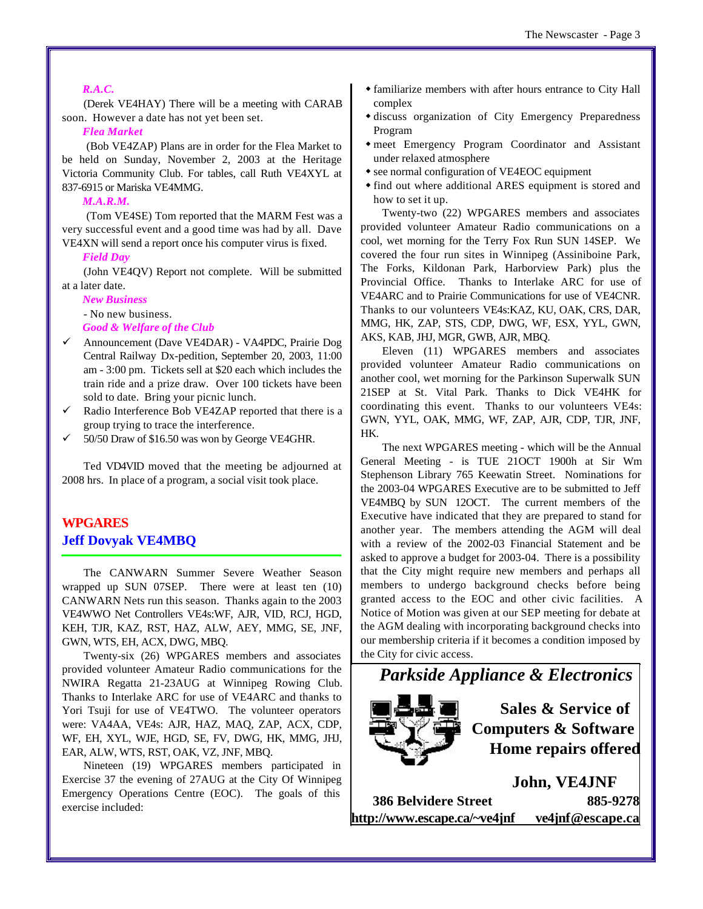### *R.A.C.*

(Derek VE4HAY) There will be a meeting with CARAB soon. However a date has not yet been set.

### *Flea Market*

(Bob VE4ZAP) Plans are in order for the Flea Market to be held on Sunday, November 2, 2003 at the Heritage Victoria Community Club. For tables, call Ruth VE4XYL at 837-6915 or Mariska VE4MMG.

### *M.A.R.M.*

(Tom VE4SE) Tom reported that the MARM Fest was a very successful event and a good time was had by all. Dave VE4XN will send a report once his computer virus is fixed.

### *Field Day*

(John VE4QV) Report not complete. Will be submitted at a later date.

### *New Business*

- No new business.

### *Good & Welfare of the Club*

- ✓ Announcement (Dave VE4DAR) - VA4PDC, Prairie Dog Central Railway Dx-pedition, September 20, 2003, 11:00 am - 3:00 pm. Tickets sell at $20 each which includes the train ride and a prize draw. Over 100 tickets have been sold to date. Bring your picnic lunch.
- ✓ Radio Interference Bob VE4ZAP reported that there is a group trying to trace the interference.
- ✓ 50/50 Draw of $16.50 was won by George VE4GHR.

Ted VD4VID moved that the meeting be adjourned at 2008 hrs. In place of a program, a social visit took place.

## WPGARES

## Jeff Dovyak VE4MBQ

The CANWARN Summer Severe Weather Season wrapped up SUN 07SEP. There were at least ten (10) CANWARN Nets run this season. Thanks again to the 2003 VE4WWO Net Controllers VE4s:WF, AJR, VID, RCJ, HGD, KEH, TJR, KAZ, RST, HAZ, ALW, AEY, MMG, SE, JNF, GWN, WTS, EH, ACX, DWG, MBQ.

Twenty-six (26) WPGARES members and associates provided volunteer Amateur Radio communications for the NWIRA Regatta 21-23AUG at Winnipeg Rowing Club. Thanks to Interlake ARC for use of VE4ARC and thanks to Yori Tsuji for use of VE4TWO. The volunteer operators were: VA4AA, VE4s: AJR, HAZ, MAQ, ZAP, ACX, CDP, WF, EH, XYL, WJE, HGD, SE, FV, DWG, HK, MMG, JHJ, EAR, ALW, WTS, RST, OAK, VZ, JNF, MBQ.

Nineteen (19) WPGARES members participated in Exercise 37 the evening of 27AUG at the City Of Winnipeg Emergency Operations Centre (EOC). The goals of this exercise included:

- familiarize members with after hours entrance to City Hall complex
- discuss organization of City Emergency Preparedness Program
- meet Emergency Program Coordinator and Assistant under relaxed atmosphere
- see normal configuration of VE4EOC equipment
- find out where additional ARES equipment is stored and how to set it up.

Twenty-two (22) WPGARES members and associates provided volunteer Amateur Radio communications on a cool, wet morning for the Terry Fox Run SUN 14SEP. We covered the four sites in Winnipeg (Assiniboine Park, The Forks, Kildonan Park, Harborview Park) plus the Provincial Office. Thanks to Interlake ARC for use of VE4ARC and to Prairie Communications for use of VE4CNR. Thanks to our volunteers VE4s:KAZ, KU, OAK, CRS, DAR, MMG, HK, ZAP, STS, CDP, DWG, WF, ESX, YYL, GWN, AKS, KAB, JHJ, MGR, GWB, AJR, MBQ.

Eleven (11) WPGARES members and associates provided volunteer Amateur Radio communications on another cool, wet morning for the Parkinson Superwalk SUN 21SEP at St. Vital Park. Thanks to Dick VE4HK for coordinating this event. Thanks to our volunteers VE4s: GWN, YYL, OAK, MMG, WF, ZAP, AJR, CDP, TJR, JNF, HK.

The next WPGARES meeting - which will be the Annual General Meeting - is TUE 21OCT 1900h at Sir Wm Stephenson Library 765 Keewatin Street. Nominations for the 2003-04 WPGARES Executive are to be submitted to Jeff VE4MBQ by SUN 12OCT. The current members of the Executive have indicated that they are prepared to stand for another year. The members attending the AGM will deal with a review of the 2002-03 Financial Statement and be asked to approve a budget for 2003-04. There is a possibility that the City might require new members and perhaps all members to undergo background checks before being granted access to the EOC and other civic facilities. A Notice of Motion was given at our SEP meeting for debate at the AGM dealing with incorporating background checks into our membership criteria if it becomes a condition imposed by the City for civic access.

---

***Parkside Appliance & Electronics***

**Sales & Service of Computers & Software**
**Home repairs offered**

**John, VE4JNF**

**386 Belvidere Street** **885-9278**

**http://www.escape.ca/~ve4jnf** **ve4jnf@escape.ca**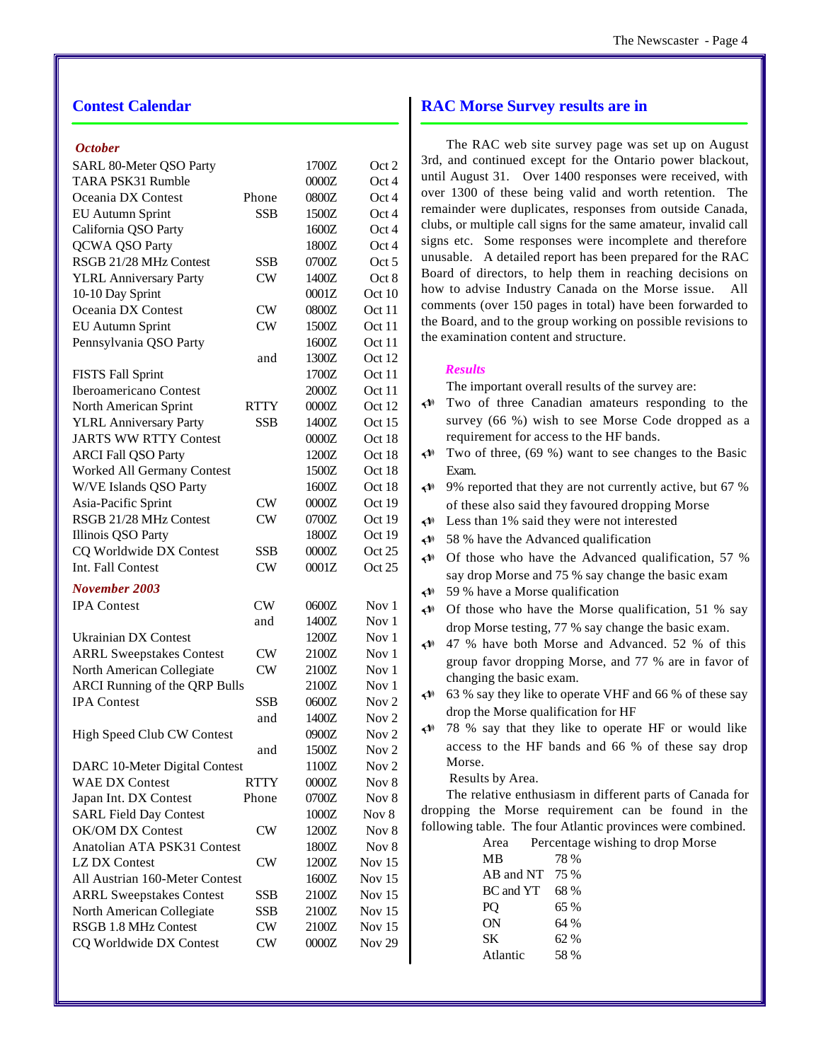## Contest Calendar

### *October*

| Contest | Mode | Time | Date |
|---|---|---|---|
| SARL 80-Meter QSO Party | | 1700Z | Oct 2 |
| TARA PSK31 Rumble | | 0000Z | Oct 4 |
| Oceania DX Contest | Phone | 0800Z | Oct 4 |
| EU Autumn Sprint | SSB | 1500Z | Oct 4 |
| California QSO Party | | 1600Z | Oct 4 |
| QCWA QSO Party | | 1800Z | Oct 4 |
| RSGB 21/28 MHz Contest | SSB | 0700Z | Oct 5 |
| YLRL Anniversary Party | CW | 1400Z | Oct 8 |
| 10-10 Day Sprint | | 0001Z | Oct 10 |
| Oceania DX Contest | CW | 0800Z | Oct 11 |
| EU Autumn Sprint | CW | 1500Z | Oct 11 |
| Pennsylvania QSO Party | | 1600Z | Oct 11 |
| | and | 1300Z | Oct 12 |
| FISTS Fall Sprint | | 1700Z | Oct 11 |
| Iberoamericano Contest | | 2000Z | Oct 11 |
| North American Sprint | RTTY | 0000Z | Oct 12 |
| YLRL Anniversary Party | SSB | 1400Z | Oct 15 |
| JARTS WW RTTY Contest | | 0000Z | Oct 18 |
| ARCI Fall QSO Party | | 1200Z | Oct 18 |
| Worked All Germany Contest | | 1500Z | Oct 18 |
| W/VE Islands QSO Party | | 1600Z | Oct 18 |
| Asia-Pacific Sprint | CW | 0000Z | Oct 19 |
| RSGB 21/28 MHz Contest | CW | 0700Z | Oct 19 |
| Illinois QSO Party | | 1800Z | Oct 19 |
| CQ Worldwide DX Contest | SSB | 0000Z | Oct 25 |
| Int. Fall Contest | CW | 0001Z | Oct 25 |

### *November 2003*

| Contest | Mode | Time | Date |
|---|---|---|---|
| IPA Contest | CW | 0600Z | Nov 1 |
| | and | 1400Z | Nov 1 |
| Ukrainian DX Contest | | 1200Z | Nov 1 |
| ARRL Sweepstakes Contest | CW | 2100Z | Nov 1 |
| North American Collegiate | CW | 2100Z | Nov 1 |
| ARCI Running of the QRP Bulls | | 2100Z | Nov 1 |
| IPA Contest | SSB | 0600Z | Nov 2 |
| | and | 1400Z | Nov 2 |
| High Speed Club CW Contest | | 0900Z | Nov 2 |
| | and | 1500Z | Nov 2 |
| DARC 10-Meter Digital Contest | | 1100Z | Nov 2 |
| WAE DX Contest | RTTY | 0000Z | Nov 8 |
| Japan Int. DX Contest | Phone | 0700Z | Nov 8 |
| SARL Field Day Contest | | 1000Z | Nov 8 |
| OK/OM DX Contest | CW | 1200Z | Nov 8 |
| Anatolian ATA PSK31 Contest | | 1800Z | Nov 8 |
| LZ DX Contest | CW | 1200Z | Nov 15 |
| All Austrian 160-Meter Contest | | 1600Z | Nov 15 |
| ARRL Sweepstakes Contest | SSB | 2100Z | Nov 15 |
| North American Collegiate | SSB | 2100Z | Nov 15 |
| RSGB 1.8 MHz Contest | CW | 2100Z | Nov 15 |
| CQ Worldwide DX Contest | CW | 0000Z | Nov 29 |

## RAC Morse Survey results are in

The RAC web site survey page was set up on August 3rd, and continued except for the Ontario power blackout, until August 31. Over 1400 responses were received, with over 1300 of these being valid and worth retention. The remainder were duplicates, responses from outside Canada, clubs, or multiple call signs for the same amateur, invalid call signs etc. Some responses were incomplete and therefore unusable. A detailed report has been prepared for the RAC Board of directors, to help them in reaching decisions on how to advise Industry Canada on the Morse issue. All comments (over 150 pages in total) have been forwarded to the Board, and to the group working on possible revisions to the examination content and structure.

### *Results*

The important overall results of the survey are:

- Two of three Canadian amateurs responding to the survey (66 %) wish to see Morse Code dropped as a requirement for access to the HF bands.
- Two of three, (69 %) want to see changes to the Basic Exam.
- 9% reported that they are not currently active, but 67 % of these also said they favoured dropping Morse
- Less than 1% said they were not interested
- 58 % have the Advanced qualification
- Of those who have the Advanced qualification, 57 % say drop Morse and 75 % say change the basic exam
- 59 % have a Morse qualification
- Of those who have the Morse qualification, 51 % say drop Morse testing, 77 % say change the basic exam.
- 47 % have both Morse and Advanced. 52 % of this group favor dropping Morse, and 77 % are in favor of changing the basic exam.
- 63 % say they like to operate VHF and 66 % of these say drop the Morse qualification for HF
- 78 % say that they like to operate HF or would like access to the HF bands and 66 % of these say drop Morse.

Results by Area.

The relative enthusiasm in different parts of Canada for dropping the Morse requirement can be found in the following table. The four Atlantic provinces were combined.

| Area | Percentage wishing to drop Morse |
|---|---|
| MB | 78 % |
| AB and NT | 75 % |
| BC and YT | 68 % |
| PQ | 65 % |
| ON | 64 % |
| SK | 62 % |
| Atlantic | 58 % |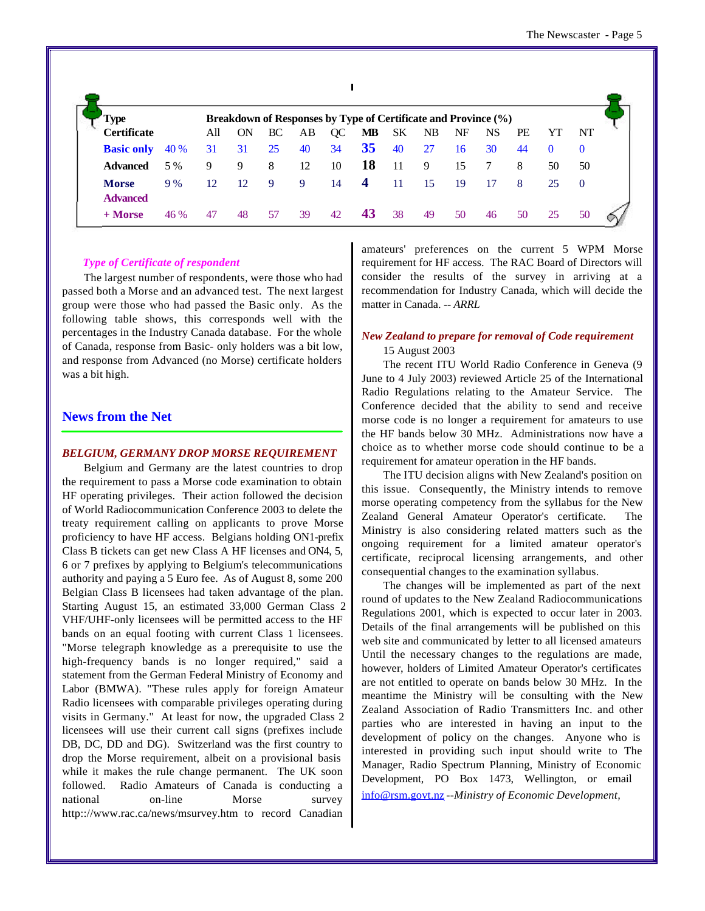| Type Certificate | | Breakdown of Responses by Type of Certificate and Province (%) | | | | | | | | | | | | | |
|---|---|---|---|---|---|---|---|---|---|---|---|---|---|---|---|
| | | All | ON | BC | AB | QC | MB | SK | NB | NF | NS | PE | YT | NT |
| **Basic only** | 40 % | 31 | 31 | 25 | 40 | 34 | **35** | 40 | 27 | 16 | 30 | 44 | 0 | 0 |
| **Advanced** | 5 % | 9 | 9 | 8 | 12 | 10 | **18** | 11 | 9 | 15 | 7 | 8 | 50 | 50 |
| **Morse** | 9 % | 12 | 12 | 9 | 9 | 14 | **4** | 11 | 15 | 19 | 17 | 8 | 25 | 0 |
| **Advanced + Morse** | 46 % | 47 | 48 | 57 | 39 | 42 | **43** | 38 | 49 | 50 | 46 | 50 | 25 | 50 |

*Type of Certificate of respondent*

The largest number of respondents, were those who had passed both a Morse and an advanced test. The next largest group were those who had passed the Basic only. As the following table shows, this corresponds well with the percentages in the Industry Canada database. For the whole of Canada, response from Basic- only holders was a bit low, and response from Advanced (no Morse) certificate holders was a bit high.

## News from the Net

*BELGIUM, GERMANY DROP MORSE REQUIREMENT*

Belgium and Germany are the latest countries to drop the requirement to pass a Morse code examination to obtain HF operating privileges. Their action followed the decision of World Radiocommunication Conference 2003 to delete the treaty requirement calling on applicants to prove Morse proficiency to have HF access. Belgians holding ON1-prefix Class B tickets can get new Class A HF licenses and ON4, 5, 6 or 7 prefixes by applying to Belgium's telecommunications authority and paying a 5 Euro fee. As of August 8, some 200 Belgian Class B licensees had taken advantage of the plan. Starting August 15, an estimated 33,000 German Class 2 VHF/UHF-only licensees will be permitted access to the HF bands on an equal footing with current Class 1 licensees. "Morse telegraph knowledge as a prerequisite to use the high-frequency bands is no longer required," said a statement from the German Federal Ministry of Economy and Labor (BMWA). "These rules apply for foreign Amateur Radio licensees with comparable privileges operating during visits in Germany." At least for now, the upgraded Class 2 licensees will use their current call signs (prefixes include DB, DC, DD and DG). Switzerland was the first country to drop the Morse requirement, albeit on a provisional basis while it makes the rule change permanent. The UK soon followed. Radio Amateurs of Canada is conducting a national on-line Morse survey http:://www.rac.ca/news/msurvey.htm to record Canadian amateurs' preferences on the current 5 WPM Morse requirement for HF access. The RAC Board of Directors will consider the results of the survey in arriving at a recommendation for Industry Canada, which will decide the matter in Canada. -- *ARRL*

*New Zealand to prepare for removal of Code requirement*

15 August 2003

The recent ITU World Radio Conference in Geneva (9 June to 4 July 2003) reviewed Article 25 of the International Radio Regulations relating to the Amateur Service. The Conference decided that the ability to send and receive morse code is no longer a requirement for amateurs to use the HF bands below 30 MHz. Administrations now have a choice as to whether morse code should continue to be a requirement for amateur operation in the HF bands.

The ITU decision aligns with New Zealand's position on this issue. Consequently, the Ministry intends to remove morse operating competency from the syllabus for the New Zealand General Amateur Operator's certificate. The Ministry is also considering related matters such as the ongoing requirement for a limited amateur operator's certificate, reciprocal licensing arrangements, and other consequential changes to the examination syllabus.

The changes will be implemented as part of the next round of updates to the New Zealand Radiocommunications Regulations 2001, which is expected to occur later in 2003. Details of the final arrangements will be published on this web site and communicated by letter to all licensed amateurs Until the necessary changes to the regulations are made, however, holders of Limited Amateur Operator's certificates are not entitled to operate on bands below 30 MHz. In the meantime the Ministry will be consulting with the New Zealand Association of Radio Transmitters Inc. and other parties who are interested in having an input to the development of policy on the changes. Anyone who is interested in providing such input should write to The Manager, Radio Spectrum Planning, Ministry of Economic Development, PO Box 1473, Wellington, or email info@rsm.govt.nz --*Ministry of Economic Development*,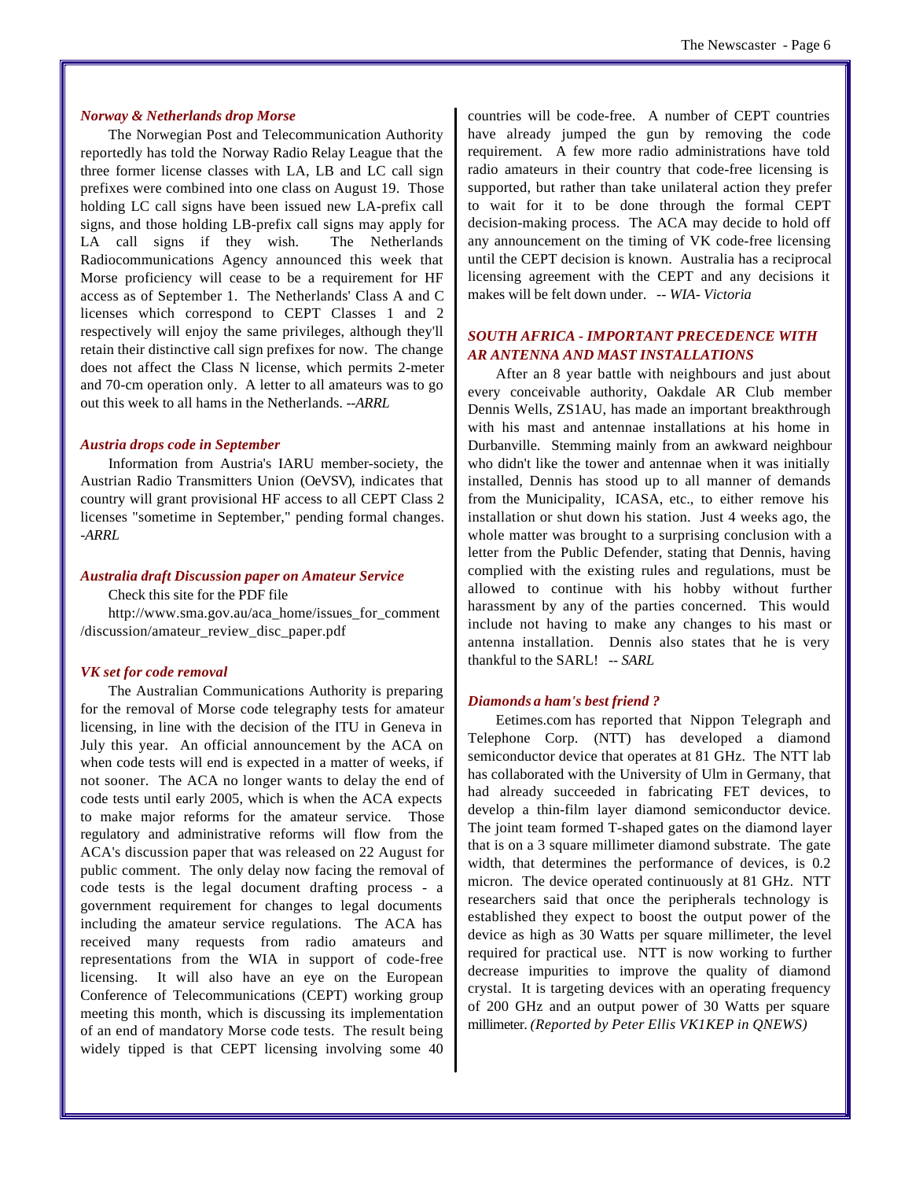### *Norway & Netherlands drop Morse*

The Norwegian Post and Telecommunication Authority reportedly has told the Norway Radio Relay League that the three former license classes with LA, LB and LC call sign prefixes were combined into one class on August 19. Those holding LC call signs have been issued new LA-prefix call signs, and those holding LB-prefix call signs may apply for LA call signs if they wish. The Netherlands Radiocommunications Agency announced this week that Morse proficiency will cease to be a requirement for HF access as of September 1. The Netherlands' Class A and C licenses which correspond to CEPT Classes 1 and 2 respectively will enjoy the same privileges, although they'll retain their distinctive call sign prefixes for now. The change does not affect the Class N license, which permits 2-meter and 70-cm operation only. A letter to all amateurs was to go out this week to all hams in the Netherlands. *--ARRL*

### *Austria drops code in September*

Information from Austria's IARU member-society, the Austrian Radio Transmitters Union (OeVSV), indicates that country will grant provisional HF access to all CEPT Class 2 licenses "sometime in September," pending formal changes. *-ARRL*

### *Australia draft Discussion paper on Amateur Service*

Check this site for the PDF file

http://www.sma.gov.au/aca_home/issues_for_comment/discussion/amateur_review_disc_paper.pdf

### *VK set for code removal*

The Australian Communications Authority is preparing for the removal of Morse code telegraphy tests for amateur licensing, in line with the decision of the ITU in Geneva in July this year. An official announcement by the ACA on when code tests will end is expected in a matter of weeks, if not sooner. The ACA no longer wants to delay the end of code tests until early 2005, which is when the ACA expects to make major reforms for the amateur service. Those regulatory and administrative reforms will flow from the ACA's discussion paper that was released on 22 August for public comment. The only delay now facing the removal of code tests is the legal document drafting process - a government requirement for changes to legal documents including the amateur service regulations. The ACA has received many requests from radio amateurs and representations from the WIA in support of code-free licensing. It will also have an eye on the European Conference of Telecommunications (CEPT) working group meeting this month, which is discussing its implementation of an end of mandatory Morse code tests. The result being widely tipped is that CEPT licensing involving some 40 countries will be code-free. A number of CEPT countries have already jumped the gun by removing the code requirement. A few more radio administrations have told radio amateurs in their country that code-free licensing is supported, but rather than take unilateral action they prefer to wait for it to be done through the formal CEPT decision-making process. The ACA may decide to hold off any announcement on the timing of VK code-free licensing until the CEPT decision is known. Australia has a reciprocal licensing agreement with the CEPT and any decisions it makes will be felt down under. *-- WIA- Victoria*

### *SOUTH AFRICA - IMPORTANT PRECEDENCE WITH AR ANTENNA AND MAST INSTALLATIONS*

After an 8 year battle with neighbours and just about every conceivable authority, Oakdale AR Club member Dennis Wells, ZS1AU, has made an important breakthrough with his mast and antennae installations at his home in Durbanville. Stemming mainly from an awkward neighbour who didn't like the tower and antennae when it was initially installed, Dennis has stood up to all manner of demands from the Municipality, ICASA, etc., to either remove his installation or shut down his station. Just 4 weeks ago, the whole matter was brought to a surprising conclusion with a letter from the Public Defender, stating that Dennis, having complied with the existing rules and regulations, must be allowed to continue with his hobby without further harassment by any of the parties concerned. This would include not having to make any changes to his mast or antenna installation. Dennis also states that he is very thankful to the SARL! *-- SARL*

### *Diamonds a ham's best friend ?*

Eetimes.com has reported that Nippon Telegraph and Telephone Corp. (NTT) has developed a diamond semiconductor device that operates at 81 GHz. The NTT lab has collaborated with the University of Ulm in Germany, that had already succeeded in fabricating FET devices, to develop a thin-film layer diamond semiconductor device. The joint team formed T-shaped gates on the diamond layer that is on a 3 square millimeter diamond substrate. The gate width, that determines the performance of devices, is 0.2 micron. The device operated continuously at 81 GHz. NTT researchers said that once the peripherals technology is established they expect to boost the output power of the device as high as 30 Watts per square millimeter, the level required for practical use. NTT is now working to further decrease impurities to improve the quality of diamond crystal. It is targeting devices with an operating frequency of 200 GHz and an output power of 30 Watts per square millimeter. *(Reported by Peter Ellis VK1KEP in QNEWS)*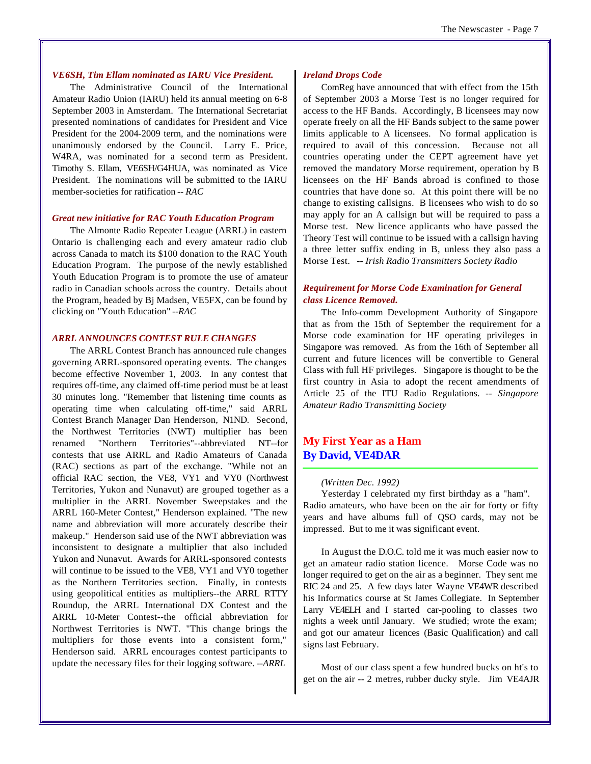### *VE6SH, Tim Ellam nominated as IARU Vice President.*

The Administrative Council of the International Amateur Radio Union (IARU) held its annual meeting on 6-8 September 2003 in Amsterdam. The International Secretariat presented nominations of candidates for President and Vice President for the 2004-2009 term, and the nominations were unanimously endorsed by the Council. Larry E. Price, W4RA, was nominated for a second term as President. Timothy S. Ellam, VE6SH/G4HUA, was nominated as Vice President. The nominations will be submitted to the IARU member-societies for ratification -- *RAC*

### *Great new initiative for RAC Youth Education Program*

The Almonte Radio Repeater League (ARRL) in eastern Ontario is challenging each and every amateur radio club across Canada to match its $100 donation to the RAC Youth Education Program. The purpose of the newly established Youth Education Program is to promote the use of amateur radio in Canadian schools across the country. Details about the Program, headed by Bj Madsen, VE5FX, can be found by clicking on "Youth Education" --*RAC*

### *ARRL ANNOUNCES CONTEST RULE CHANGES*

The ARRL Contest Branch has announced rule changes governing ARRL-sponsored operating events. The changes become effective November 1, 2003. In any contest that requires off-time, any claimed off-time period must be at least 30 minutes long. "Remember that listening time counts as operating time when calculating off-time," said ARRL Contest Branch Manager Dan Henderson, N1ND. Second, the Northwest Territories (NWT) multiplier has been renamed "Northern Territories"--abbreviated NT--for contests that use ARRL and Radio Amateurs of Canada (RAC) sections as part of the exchange. "While not an official RAC section, the VE8, VY1 and VY0 (Northwest Territories, Yukon and Nunavut) are grouped together as a multiplier in the ARRL November Sweepstakes and the ARRL 160-Meter Contest," Henderson explained. "The new name and abbreviation will more accurately describe their makeup." Henderson said use of the NWT abbreviation was inconsistent to designate a multiplier that also included Yukon and Nunavut. Awards for ARRL-sponsored contests will continue to be issued to the VE8, VY1 and VY0 together as the Northern Territories section. Finally, in contests using geopolitical entities as multipliers--the ARRL RTTY Roundup, the ARRL International DX Contest and the ARRL 10-Meter Contest--the official abbreviation for Northwest Territories is NWT. "This change brings the multipliers for those events into a consistent form," Henderson said. ARRL encourages contest participants to update the necessary files for their logging software. --*ARRL*

### *Ireland Drops Code*

ComReg have announced that with effect from the 15th of September 2003 a Morse Test is no longer required for access to the HF Bands. Accordingly, B licensees may now operate freely on all the HF Bands subject to the same power limits applicable to A licensees. No formal application is required to avail of this concession. Because not all countries operating under the CEPT agreement have yet removed the mandatory Morse requirement, operation by B licensees on the HF Bands abroad is confined to those countries that have done so. At this point there will be no change to existing callsigns. B licensees who wish to do so may apply for an A callsign but will be required to pass a Morse test. New licence applicants who have passed the Theory Test will continue to be issued with a callsign having a three letter suffix ending in B, unless they also pass a Morse Test. -- *Irish Radio Transmitters Society Radio*

### *Requirement for Morse Code Examination for General class Licence Removed.*

The Info-comm Development Authority of Singapore that as from the 15th of September the requirement for a Morse code examination for HF operating privileges in Singapore was removed. As from the 16th of September all current and future licences will be convertible to General Class with full HF privileges. Singapore is thought to be the first country in Asia to adopt the recent amendments of Article 25 of the ITU Radio Regulations. -- *Singapore Amateur Radio Transmitting Society*

## My First Year as a Ham
## By David, VE4DAR

*(Written Dec. 1992)*

Yesterday I celebrated my first birthday as a "ham". Radio amateurs, who have been on the air for forty or fifty years and have albums full of QSO cards, may not be impressed. But to me it was significant event.

In August the D.O.C. told me it was much easier now to get an amateur radio station licence. Morse Code was no longer required to get on the air as a beginner. They sent me RIC 24 and 25. A few days later Wayne VE4WR described his Informatics course at St James Collegiate. In September Larry VE4ELH and I started car-pooling to classes two nights a week until January. We studied; wrote the exam; and got our amateur licences (Basic Qualification) and call signs last February.

Most of our class spent a few hundred bucks on ht's to get on the air -- 2 metres, rubber ducky style. Jim VE4AJR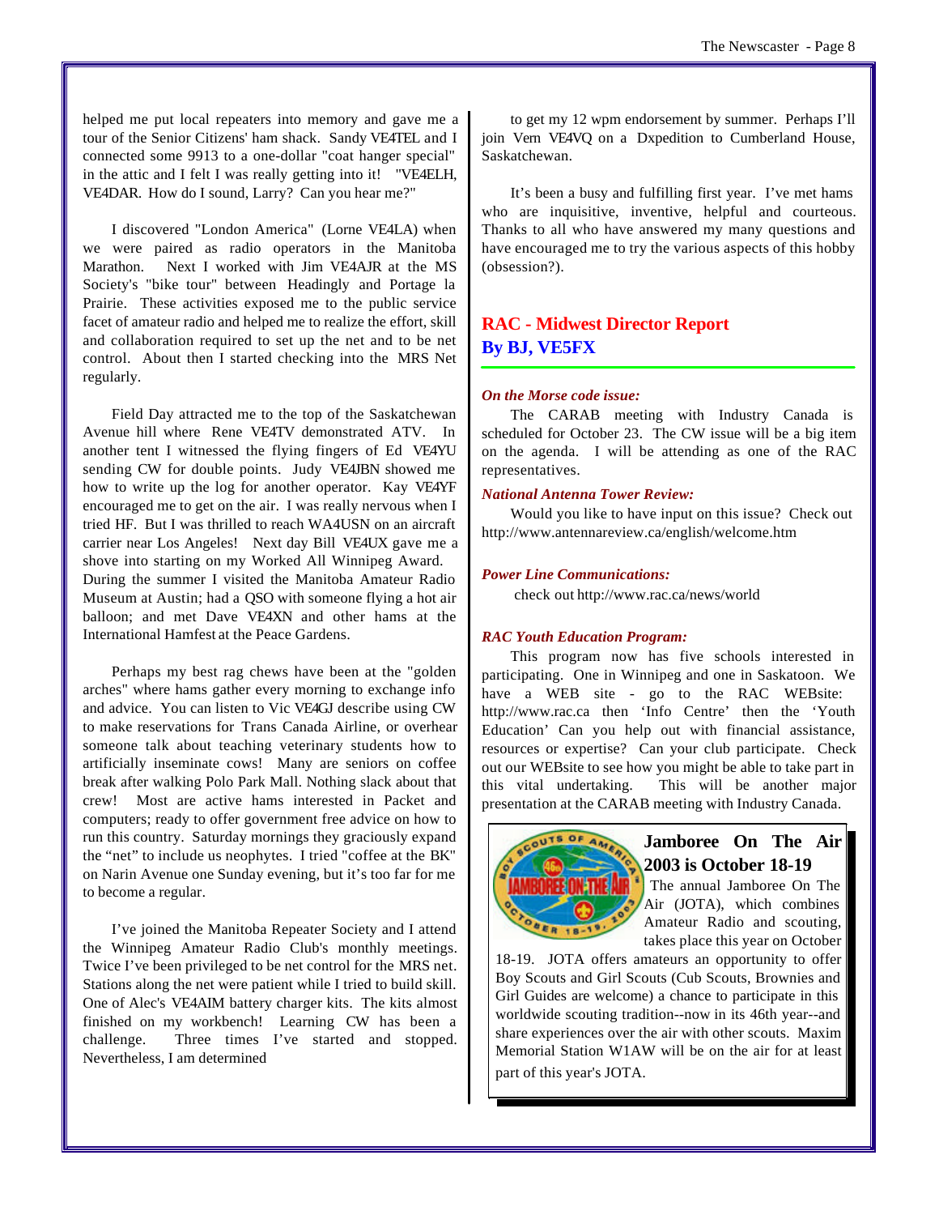helped me put local repeaters into memory and gave me a tour of the Senior Citizens' ham shack. Sandy VE4TEL and I connected some 9913 to a one-dollar "coat hanger special" in the attic and I felt I was really getting into it! "VE4ELH, VE4DAR. How do I sound, Larry? Can you hear me?"

I discovered "London America" (Lorne VE4LA) when we were paired as radio operators in the Manitoba Marathon. Next I worked with Jim VE4AJR at the MS Society's "bike tour" between Headingly and Portage la Prairie. These activities exposed me to the public service facet of amateur radio and helped me to realize the effort, skill and collaboration required to set up the net and to be net control. About then I started checking into the MRS Net regularly.

Field Day attracted me to the top of the Saskatchewan Avenue hill where Rene VE4TV demonstrated ATV. In another tent I witnessed the flying fingers of Ed VE4YU sending CW for double points. Judy VE4JBN showed me how to write up the log for another operator. Kay VE4YF encouraged me to get on the air. I was really nervous when I tried HF. But I was thrilled to reach WA4USN on an aircraft carrier near Los Angeles! Next day Bill VE4UX gave me a shove into starting on my Worked All Winnipeg Award. During the summer I visited the Manitoba Amateur Radio Museum at Austin; had a QSO with someone flying a hot air balloon; and met Dave VE4XN and other hams at the International Hamfest at the Peace Gardens.

Perhaps my best rag chews have been at the "golden arches" where hams gather every morning to exchange info and advice. You can listen to Vic VE4GJ describe using CW to make reservations for Trans Canada Airline, or overhear someone talk about teaching veterinary students how to artificially inseminate cows! Many are seniors on coffee break after walking Polo Park Mall. Nothing slack about that crew! Most are active hams interested in Packet and computers; ready to offer government free advice on how to run this country. Saturday mornings they graciously expand the "net" to include us neophytes. I tried "coffee at the BK" on Narin Avenue one Sunday evening, but it's too far for me to become a regular.

I've joined the Manitoba Repeater Society and I attend the Winnipeg Amateur Radio Club's monthly meetings. Twice I've been privileged to be net control for the MRS net. Stations along the net were patient while I tried to build skill. One of Alec's VE4AIM battery charger kits. The kits almost finished on my workbench! Learning CW has been a challenge. Three times I've started and stopped. Nevertheless, I am determined to get my 12 wpm endorsement by summer. Perhaps I'll join Vern VE4VQ on a Dxpedition to Cumberland House, Saskatchewan.

It's been a busy and fulfilling first year. I've met hams who are inquisitive, inventive, helpful and courteous. Thanks to all who have answered my many questions and have encouraged me to try the various aspects of this hobby (obsession?).

## RAC - Midwest Director Report
## By BJ, VE5FX

***On the Morse code issue:***

The CARAB meeting with Industry Canada is scheduled for October 23. The CW issue will be a big item on the agenda. I will be attending as one of the RAC representatives.

***National Antenna Tower Review:***

Would you like to have input on this issue? Check out http://www.antennareview.ca/english/welcome.htm

***Power Line Communications:***

check out http://www.rac.ca/news/world

***RAC Youth Education Program:***

This program now has five schools interested in participating. One in Winnipeg and one in Saskatoon. We have a WEB site - go to the RAC WEBsite: http://www.rac.ca then 'Info Centre' then the 'Youth Education' Can you help out with financial assistance, resources or expertise? Can your club participate. Check out our WEBsite to see how you might be able to take part in this vital undertaking. This will be another major presentation at the CARAB meeting with Industry Canada.

## Jamboree On The Air 2003 is October 18-19

The annual Jamboree On The Air (JOTA), which combines Amateur Radio and scouting, takes place this year on October 18-19. JOTA offers amateurs an opportunity to offer Boy Scouts and Girl Scouts (Cub Scouts, Brownies and Girl Guides are welcome) a chance to participate in this worldwide scouting tradition--now in its 46th year--and share experiences over the air with other scouts. Maxim Memorial Station W1AW will be on the air for at least part of this year's JOTA.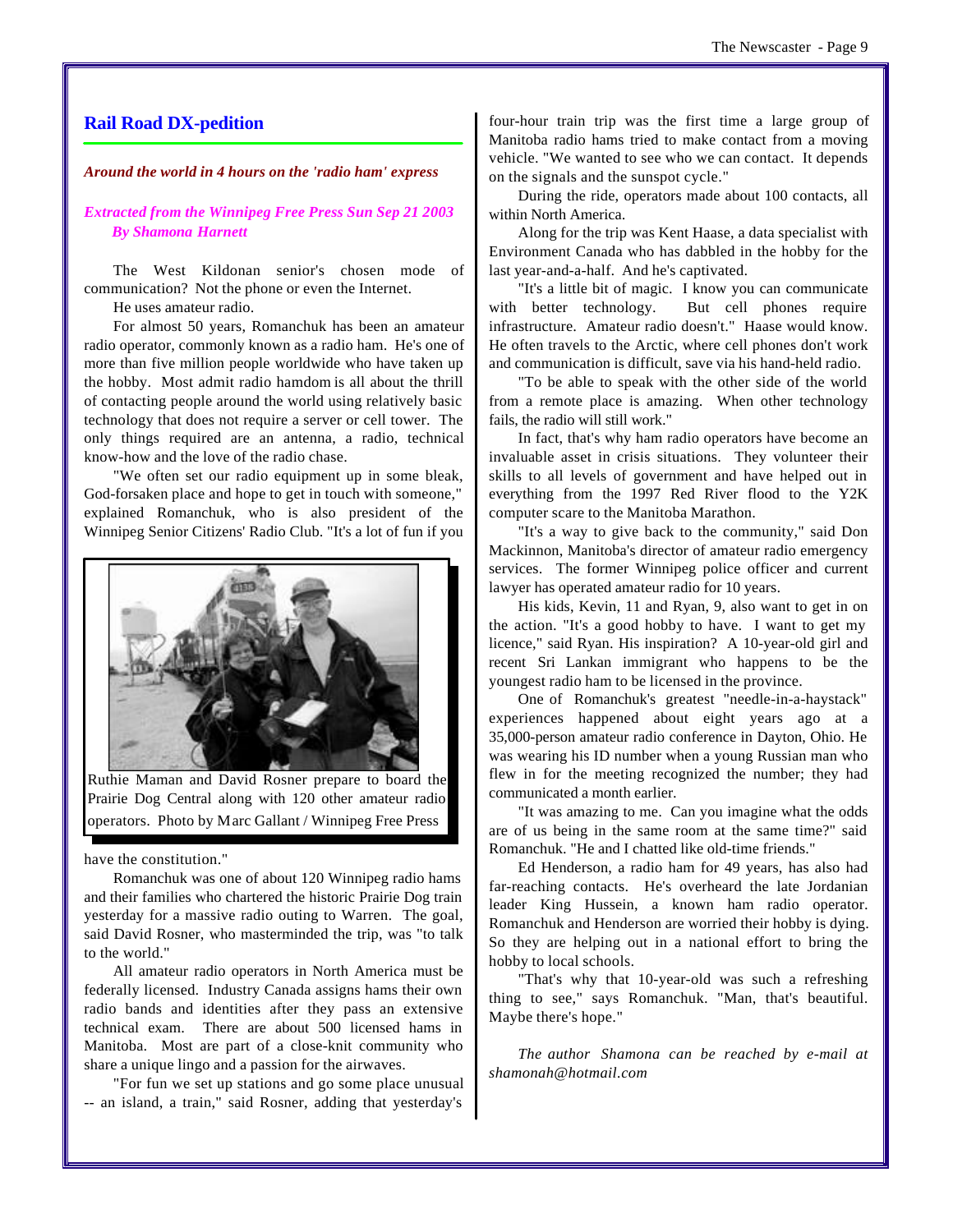## Rail Road DX-pedition

*Around the world in 4 hours on the 'radio ham' express*

*Extracted from the Winnipeg Free Press Sun Sep 21 2003*
*By Shamona Harnett*

The West Kildonan senior's chosen mode of communication? Not the phone or even the Internet.

He uses amateur radio.

For almost 50 years, Romanchuk has been an amateur radio operator, commonly known as a radio ham. He's one of more than five million people worldwide who have taken up the hobby. Most admit radio hamdom is all about the thrill of contacting people around the world using relatively basic technology that does not require a server or cell tower. The only things required are an antenna, a radio, technical know-how and the love of the radio chase.

"We often set our radio equipment up in some bleak, God-forsaken place and hope to get in touch with someone," explained Romanchuk, who is also president of the Winnipeg Senior Citizens' Radio Club. "It's a lot of fun if you have the constitution."

Ruthie Maman and David Rosner prepare to board the Prairie Dog Central along with 120 other amateur radio operators. Photo by Marc Gallant / Winnipeg Free Press

Romanchuk was one of about 120 Winnipeg radio hams and their families who chartered the historic Prairie Dog train yesterday for a massive radio outing to Warren. The goal, said David Rosner, who masterminded the trip, was "to talk to the world."

All amateur radio operators in North America must be federally licensed. Industry Canada assigns hams their own radio bands and identities after they pass an extensive technical exam. There are about 500 licensed hams in Manitoba. Most are part of a close-knit community who share a unique lingo and a passion for the airwaves.

"For fun we set up stations and go some place unusual -- an island, a train," said Rosner, adding that yesterday's four-hour train trip was the first time a large group of Manitoba radio hams tried to make contact from a moving vehicle. "We wanted to see who we can contact. It depends on the signals and the sunspot cycle."

During the ride, operators made about 100 contacts, all within North America.

Along for the trip was Kent Haase, a data specialist with Environment Canada who has dabbled in the hobby for the last year-and-a-half. And he's captivated.

"It's a little bit of magic. I know you can communicate with better technology. But cell phones require infrastructure. Amateur radio doesn't." Haase would know. He often travels to the Arctic, where cell phones don't work and communication is difficult, save via his hand-held radio.

"To be able to speak with the other side of the world from a remote place is amazing. When other technology fails, the radio will still work."

In fact, that's why ham radio operators have become an invaluable asset in crisis situations. They volunteer their skills to all levels of government and have helped out in everything from the 1997 Red River flood to the Y2K computer scare to the Manitoba Marathon.

"It's a way to give back to the community," said Don Mackinnon, Manitoba's director of amateur radio emergency services. The former Winnipeg police officer and current lawyer has operated amateur radio for 10 years.

His kids, Kevin, 11 and Ryan, 9, also want to get in on the action. "It's a good hobby to have. I want to get my licence," said Ryan. His inspiration? A 10-year-old girl and recent Sri Lankan immigrant who happens to be the youngest radio ham to be licensed in the province.

One of Romanchuk's greatest "needle-in-a-haystack" experiences happened about eight years ago at a 35,000-person amateur radio conference in Dayton, Ohio. He was wearing his ID number when a young Russian man who flew in for the meeting recognized the number; they had communicated a month earlier.

"It was amazing to me. Can you imagine what the odds are of us being in the same room at the same time?" said Romanchuk. "He and I chatted like old-time friends."

Ed Henderson, a radio ham for 49 years, has also had far-reaching contacts. He's overheard the late Jordanian leader King Hussein, a known ham radio operator. Romanchuk and Henderson are worried their hobby is dying. So they are helping out in a national effort to bring the hobby to local schools.

"That's why that 10-year-old was such a refreshing thing to see," says Romanchuk. "Man, that's beautiful. Maybe there's hope."

*The author Shamona can be reached by e-mail at shamonah@hotmail.com*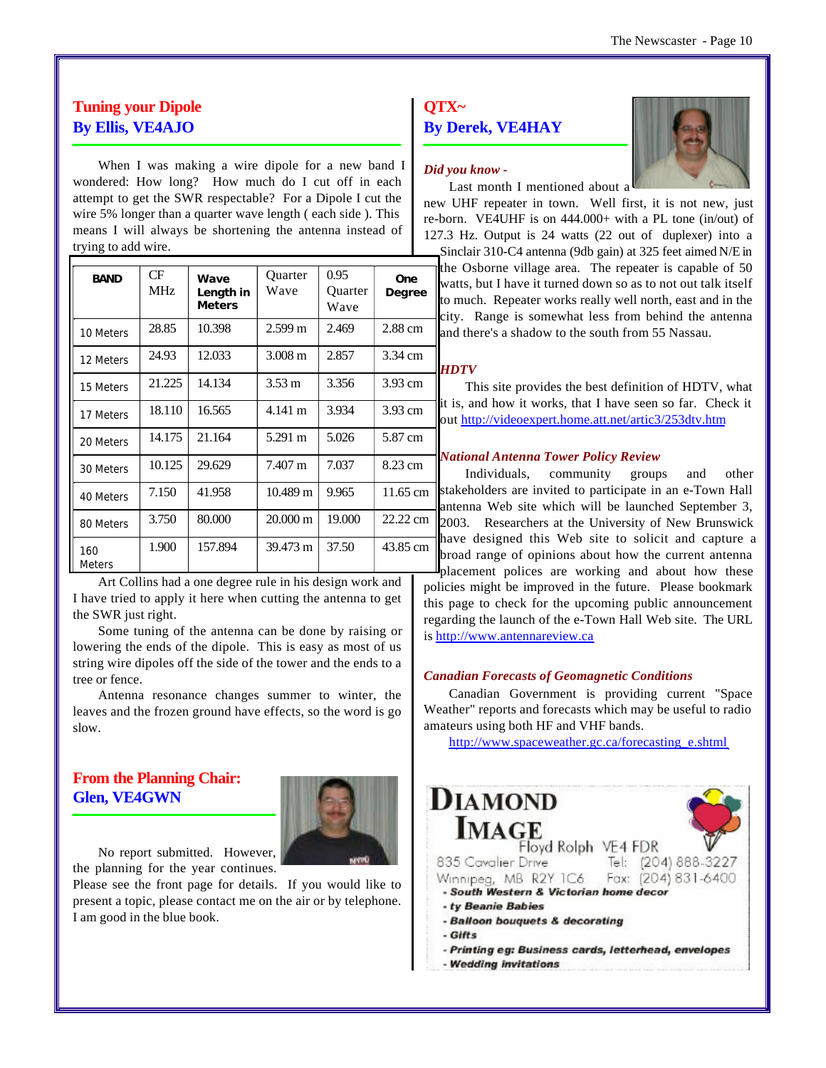## Tuning your Dipole
## By Ellis, VE4AJO

When I was making a wire dipole for a new band I wondered: How long? How much do I cut off in each attempt to get the SWR respectable? For a Dipole I cut the wire 5% longer than a quarter wave length ( each side ). This means I will always be shortening the antenna instead of trying to add wire.

| BAND | CF MHz | Wave Length in Meters | Quarter Wave | 0.95 Quarter Wave | One Degree |
|---|---|---|---|---|---|
| 10 Meters | 28.85 | 10.398 | 2.599 m | 2.469 | 2.88 cm |
| 12 Meters | 24.93 | 12.033 | 3.008 m | 2.857 | 3.34 cm |
| 15 Meters | 21.225 | 14.134 | 3.53 m | 3.356 | 3.93 cm |
| 17 Meters | 18.110 | 16.565 | 4.141 m | 3.934 | 3.93 cm |
| 20 Meters | 14.175 | 21.164 | 5.291 m | 5.026 | 5.87 cm |
| 30 Meters | 10.125 | 29.629 | 7.407 m | 7.037 | 8.23 cm |
| 40 Meters | 7.150 | 41.958 | 10.489 m | 9.965 | 11.65 cm |
| 80 Meters | 3.750 | 80.000 | 20.000 m | 19.000 | 22.22 cm |
| 160 Meters | 1.900 | 157.894 | 39.473 m | 37.50 | 43.85 cm |

Art Collins had a one degree rule in his design work and I have tried to apply it here when cutting the antenna to get the SWR just right.

Some tuning of the antenna can be done by raising or lowering the ends of the dipole. This is easy as most of us string wire dipoles off the side of the tower and the ends to a tree or fence.

Antenna resonance changes summer to winter, the leaves and the frozen ground have effects, so the word is go slow.

## From the Planning Chair:
## Glen, VE4GWN

No report submitted. However, the planning for the year continues. Please see the front page for details. If you would like to present a topic, please contact me on the air or by telephone. I am good in the blue book.

## QTX~
## By Derek, VE4HAY

***Did you know -***

Last month I mentioned about a new UHF repeater in town. Well first, it is not new, just re-born. VE4UHF is on 444.000+ with a PL tone (in/out) of 127.3 Hz. Output is 24 watts (22 out of duplexer) into a Sinclair 310-C4 antenna (9db gain) at 325 feet aimed N/E in the Osborne village area. The repeater is capable of 50 watts, but I have it turned down so as to not out talk itself to much. Repeater works really well north, east and in the city. Range is somewhat less from behind the antenna and there's a shadow to the south from 55 Nassau.

***HDTV***

This site provides the best definition of HDTV, what it is, and how it works, that I have seen so far. Check it out http://videoexpert.home.att.net/artic3/253dtv.htm

***National Antenna Tower Policy Review***

Individuals, community groups and other stakeholders are invited to participate in an e-Town Hall antenna Web site which will be launched September 3, 2003. Researchers at the University of New Brunswick have designed this Web site to solicit and capture a broad range of opinions about how the current antenna placement polices are working and about how these policies might be improved in the future. Please bookmark this page to check for the upcoming public announcement regarding the launch of the e-Town Hall Web site. The URL is http://www.antennareview.ca

***Canadian Forecasts of Geomagnetic Conditions***

Canadian Government is providing current "Space Weather" reports and forecasts which may be useful to radio amateurs using both HF and VHF bands.

http://www.spaceweather.gc.ca/forecasting_e.shtml

**DIAMOND IMAGE**
Floyd Rolph VE4 FDR
835 Cavalier Drive Tel: (204) 888-3227
Winnipeg, MB R2Y 1C6 Fax: (204) 831-6400

- **South Western & Victorian home decor**
- **ty Beanie Babies**
- **Balloon bouquets & decorating**
- **Gifts**
- **Printing eg: Business cards, letterhead, envelopes**
- **Wedding invitations**